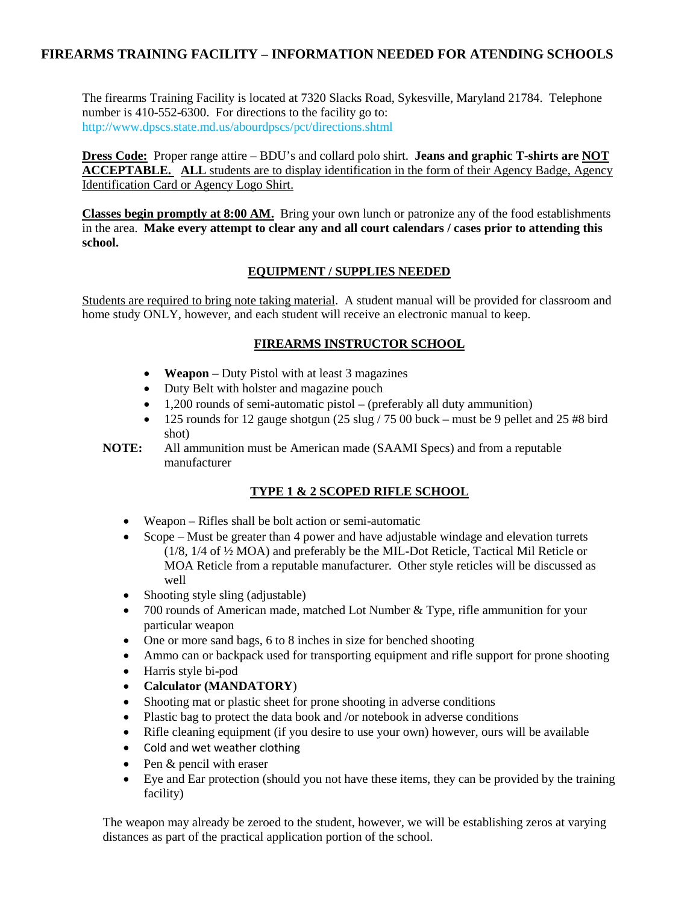# FIREARMS TRAINING FACILITY – INFORMATION NEEDED FOR ATENDING SCHOOLS

The firearms Training Facility is located at 7320 Slacks Road, Sykesville, Maryland 21784. Telephone number is 410-552-6300. For directions to the facility go to: http://www.dpscs.state.md.us/abourdpscs/pct/directions.shtml

**Dress Code:** Proper range attire – BDU's and collard polo shirt. **Jeans and graphic T-shirts are NOT ACCEPTABLE. ALL** students are to display identification in the form of their Agency Badge, Agency Identification Card or Agency Logo Shirt.

**Classes begin promptly at 8:00 AM.** Bring your own lunch or patronize any of the food establishments in the area. **Make every attempt to clear any and all court calendars / cases prior to attending this school.**

## EQUIPMENT / SUPPLIES NEEDED

Students are required to bring note taking material. A student manual will be provided for classroom and home study ONLY, however, and each student will receive an electronic manual to keep.

## FIREARMS INSTRUCTOR SCHOOL

- **Weapon** – Duty Pistol with at least 3 magazines
- Duty Belt with holster and magazine pouch
- 1,200 rounds of semi-automatic pistol – (preferably all duty ammunition)
- 125 rounds for 12 gauge shotgun (25 slug / 75 00 buck – must be 9 pellet and 25 #8 bird shot)

**NOTE:** All ammunition must be American made (SAAMI Specs) and from a reputable manufacturer

## TYPE 1 & 2 SCOPED RIFLE SCHOOL

- Weapon – Rifles shall be bolt action or semi-automatic
- Scope – Must be greater than 4 power and have adjustable windage and elevation turrets (1/8, 1/4 of ½ MOA) and preferably be the MIL-Dot Reticle, Tactical Mil Reticle or MOA Reticle from a reputable manufacturer. Other style reticles will be discussed as well
- Shooting style sling (adjustable)
- 700 rounds of American made, matched Lot Number & Type, rifle ammunition for your particular weapon
- One or more sand bags, 6 to 8 inches in size for benched shooting
- Ammo can or backpack used for transporting equipment and rifle support for prone shooting
- Harris style bi-pod
- **Calculator (MANDATORY**)
- Shooting mat or plastic sheet for prone shooting in adverse conditions
- Plastic bag to protect the data book and /or notebook in adverse conditions
- Rifle cleaning equipment (if you desire to use your own) however, ours will be available
- Cold and wet weather clothing
- Pen & pencil with eraser
- Eye and Ear protection (should you not have these items, they can be provided by the training facility)

The weapon may already be zeroed to the student, however, we will be establishing zeros at varying distances as part of the practical application portion of the school.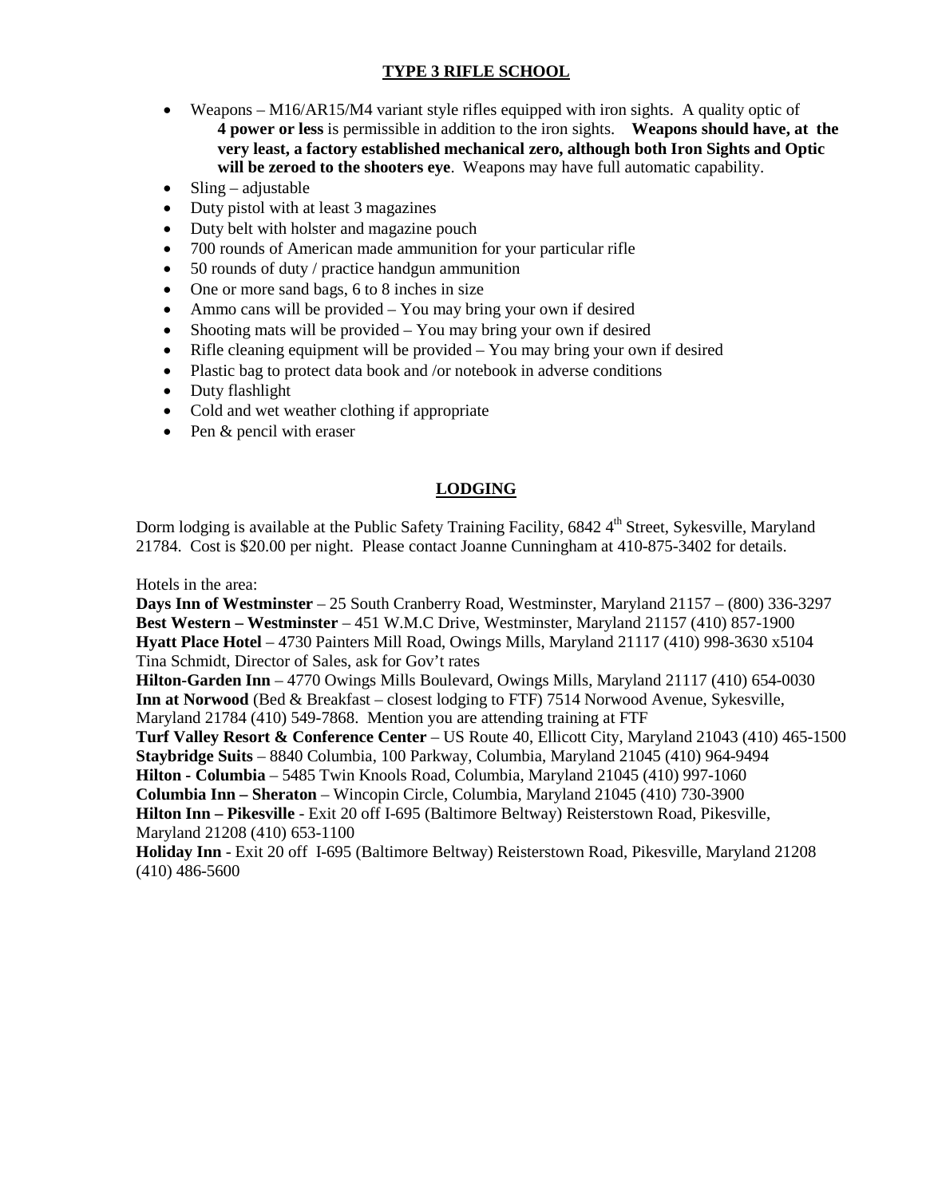## TYPE 3 RIFLE SCHOOL

- Weapons – M16/AR15/M4 variant style rifles equipped with iron sights. A quality optic of **4 power or less** is permissible in addition to the iron sights. **Weapons should have, at the very least, a factory established mechanical zero, although both Iron Sights and Optic will be zeroed to the shooters eye**. Weapons may have full automatic capability.
- Sling – adjustable
- Duty pistol with at least 3 magazines
- Duty belt with holster and magazine pouch
- 700 rounds of American made ammunition for your particular rifle
- 50 rounds of duty / practice handgun ammunition
- One or more sand bags, 6 to 8 inches in size
- Ammo cans will be provided – You may bring your own if desired
- Shooting mats will be provided – You may bring your own if desired
- Rifle cleaning equipment will be provided – You may bring your own if desired
- Plastic bag to protect data book and /or notebook in adverse conditions
- Duty flashlight
- Cold and wet weather clothing if appropriate
- Pen & pencil with eraser

## LODGING

Dorm lodging is available at the Public Safety Training Facility, 6842 4th Street, Sykesville, Maryland 21784. Cost is $20.00 per night. Please contact Joanne Cunningham at 410-875-3402 for details.

Hotels in the area:

**Days Inn of Westminster** – 25 South Cranberry Road, Westminster, Maryland 21157 – (800) 336-3297
**Best Western – Westminster** – 451 W.M.C Drive, Westminster, Maryland 21157 (410) 857-1900
**Hyatt Place Hotel** – 4730 Painters Mill Road, Owings Mills, Maryland 21117 (410) 998-3630 x5104 Tina Schmidt, Director of Sales, ask for Gov't rates
**Hilton-Garden Inn** – 4770 Owings Mills Boulevard, Owings Mills, Maryland 21117 (410) 654-0030
**Inn at Norwood** (Bed & Breakfast – closest lodging to FTF) 7514 Norwood Avenue, Sykesville, Maryland 21784 (410) 549-7868. Mention you are attending training at FTF
**Turf Valley Resort & Conference Center** – US Route 40, Ellicott City, Maryland 21043 (410) 465-1500
**Staybridge Suits** – 8840 Columbia, 100 Parkway, Columbia, Maryland 21045 (410) 964-9494
**Hilton - Columbia** – 5485 Twin Knools Road, Columbia, Maryland 21045 (410) 997-1060
**Columbia Inn – Sheraton** – Wincopin Circle, Columbia, Maryland 21045 (410) 730-3900
**Hilton Inn – Pikesville** - Exit 20 off I-695 (Baltimore Beltway) Reisterstown Road, Pikesville, Maryland 21208 (410) 653-1100
**Holiday Inn** - Exit 20 off I-695 (Baltimore Beltway) Reisterstown Road, Pikesville, Maryland 21208 (410) 486-5600